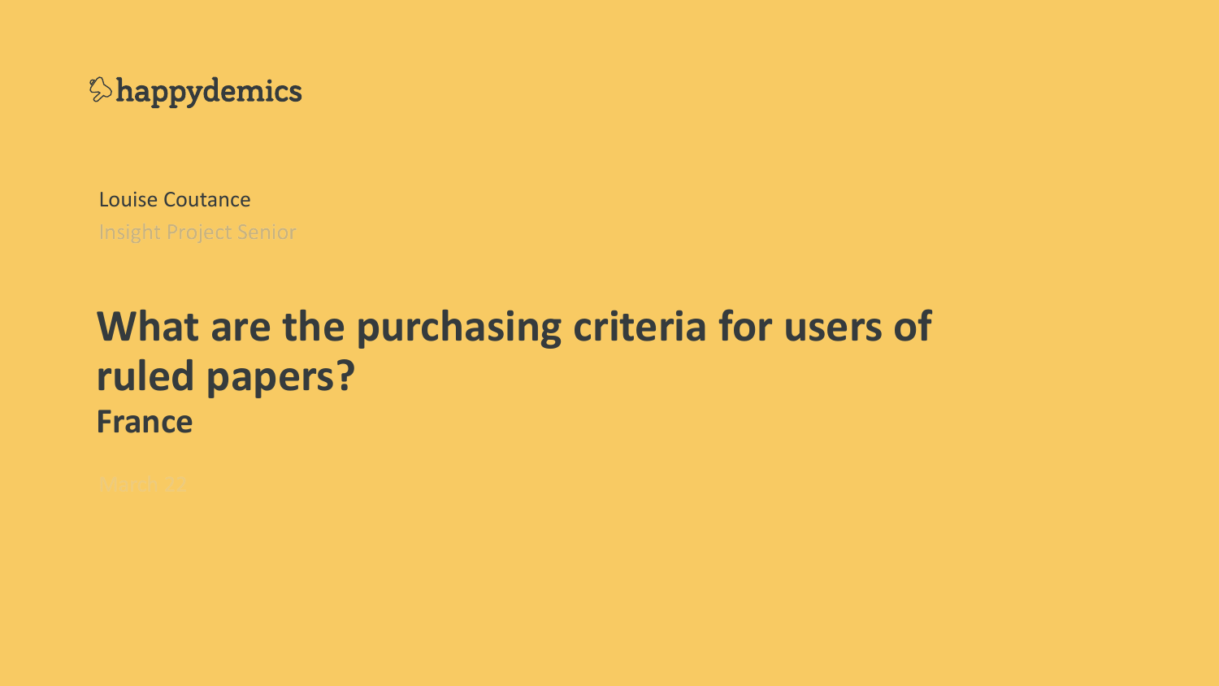happydemics

Louise Coutance

Insight Project Senior

# What are the purchasing criteria for users of ruled papers?

## France

March 22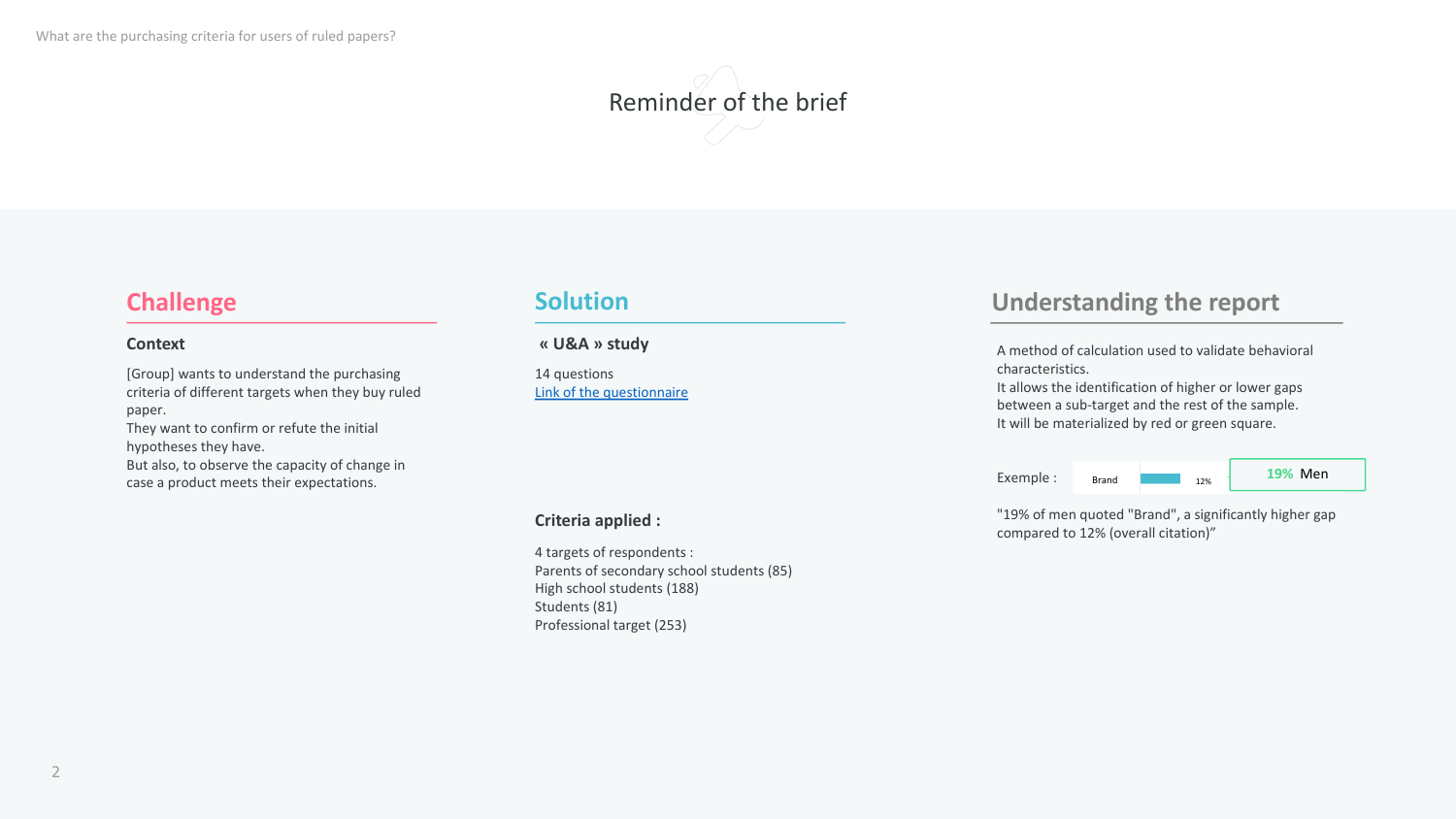# Reminder of the brief

## Challenge

### Context

[Group] wants to understand the purchasing criteria of different targets when they buy ruled paper.
They want to confirm or refute the initial hypotheses they have.
But also, to observe the capacity of change in case a product meets their expectations.

## Solution

### « U&A » study

14 questions
[Link of the questionnaire]

### Criteria applied :

4 targets of respondents :
Parents of secondary school students (85)
High school students (188)
Students (81)
Professional target (253)

## Understanding the report

A method of calculation used to validate behavioral characteristics.
It allows the identification of higher or lower gaps between a sub-target and the rest of the sample.
It will be materialized by red or green square.

Exemple : Brand 12% | 19% Men

"19% of men quoted "Brand", a significantly higher gap compared to 12% (overall citation)"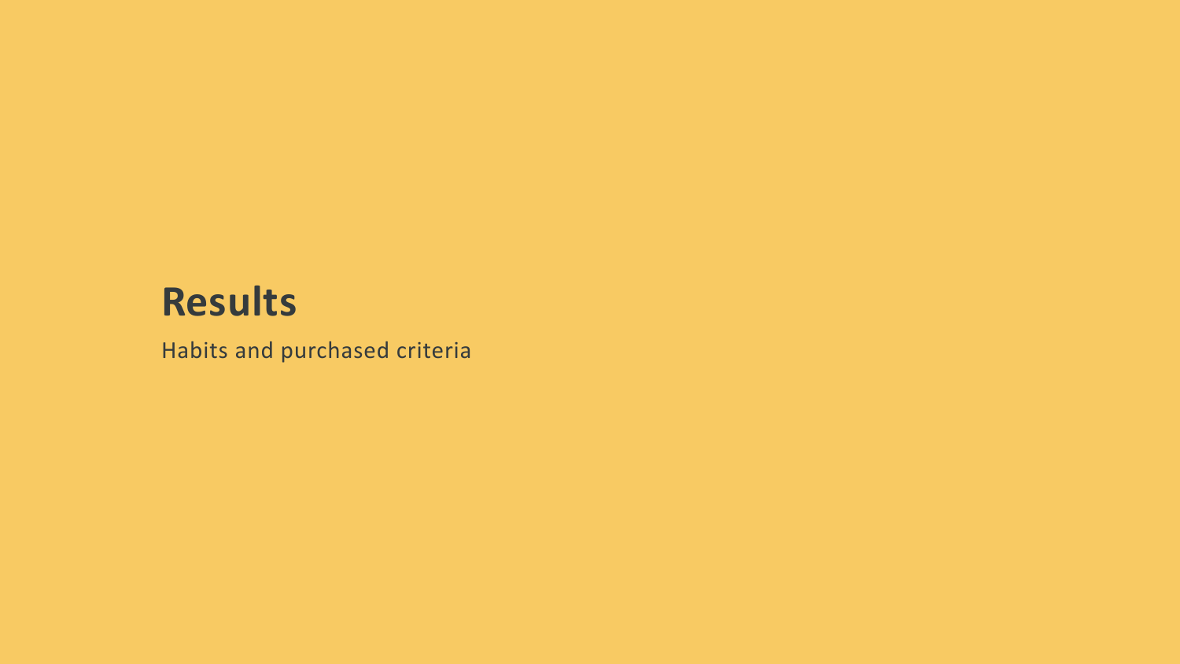# Results

Habits and purchased criteria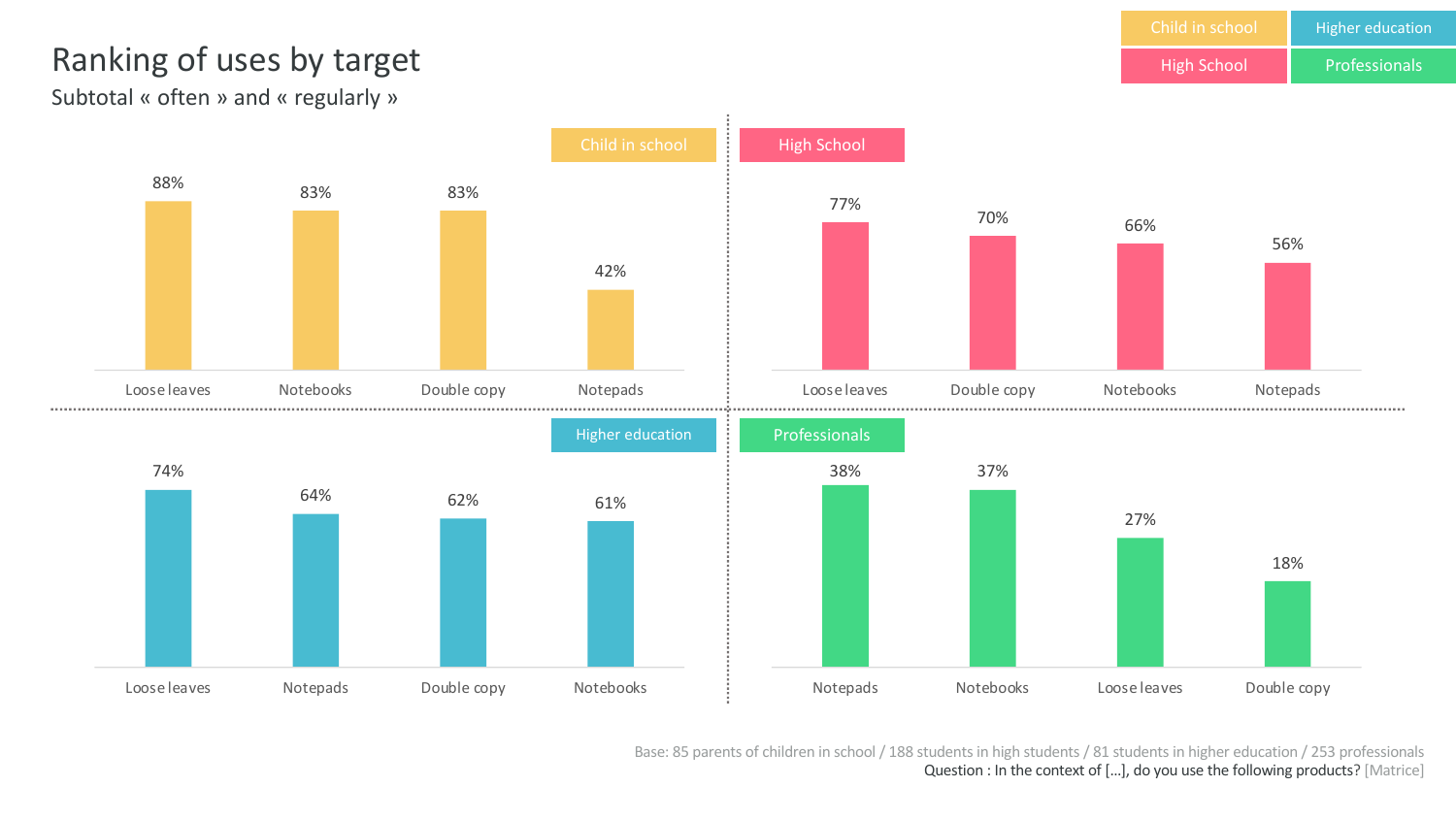# Ranking of uses by target

## Subtotal « often » and « regularly »

### Child in school

| Loose leaves | Notebooks | Double copy | Notepads |
|---|---|---|---|
| 88% | 83% | 83% | 42% |

### High School

| Loose leaves | Double copy | Notebooks | Notepads |
|---|---|---|---|
| 77% | 70% | 66% | 56% |

### Higher education

| Loose leaves | Notepads | Double copy | Notebooks |
|---|---|---|---|
| 74% | 64% | 62% | 61% |

### Professionals

| Notepads | Notebooks | Loose leaves | Double copy |
|---|---|---|---|
| 38% | 37% | 27% | 18% |

Base: 85 parents of children in school / 188 students in high students / 81 students in higher education / 253 professionals

Question : In the context of […], do you use the following products? [Matrice]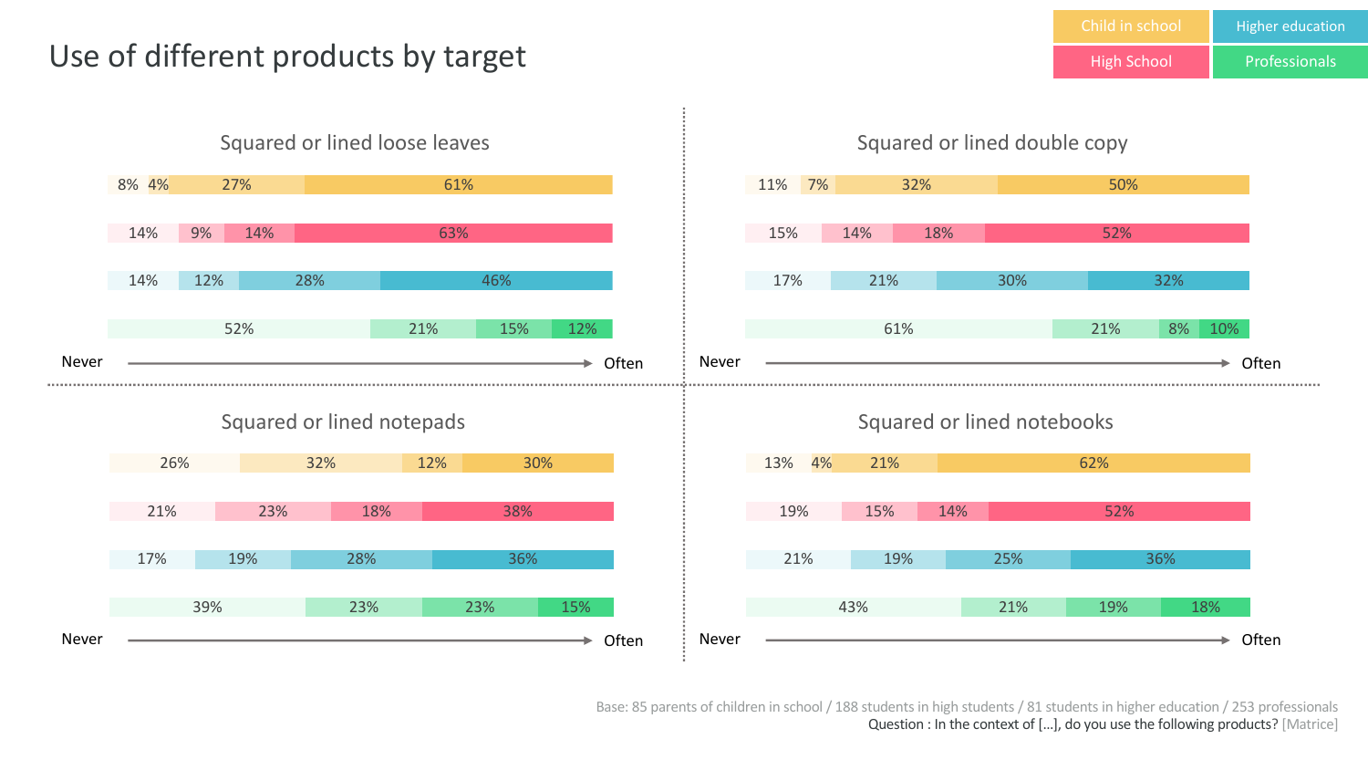# Use of different products by target

Legend: Child in school | High School | Higher education | Professionals

## Squared or lined loose leaves

| Target | Never | | | Often |
|---|---|---|---|---|
| Child in school | 8% | 4% | 27% | 61% |
| High School | 14% | 9% | 14% | 63% |
| Higher education | 14% | 12% | 28% | 46% |
| Professionals | 52% | 21% | 15% | 12% |

## Squared or lined double copy

| Target | Never | | | Often |
|---|---|---|---|---|
| Child in school | 11% | 7% | 32% | 50% |
| High School | 15% | 14% | 18% | 52% |
| Higher education | 17% | 21% | 30% | 32% |
| Professionals | 61% | 21% | 8% | 10% |

## Squared or lined notepads

| Target | Never | | | Often |
|---|---|---|---|---|
| Child in school | 26% | 32% | 12% | 30% |
| High School | 21% | 23% | 18% | 38% |
| Higher education | 17% | 19% | 28% | 36% |
| Professionals | 39% | 23% | 23% | 15% |

## Squared or lined notebooks

| Target | Never | | | Often |
|---|---|---|---|---|
| Child in school | 13% | 4% | 21% | 62% |
| High School | 19% | 15% | 14% | 52% |
| Higher education | 21% | 19% | 25% | 36% |
| Professionals | 43% | 21% | 19% | 18% |

Base: 85 parents of children in school / 188 students in high students / 81 students in higher education / 253 professionals

Question : In the context of […], do you use the following products? [Matrice]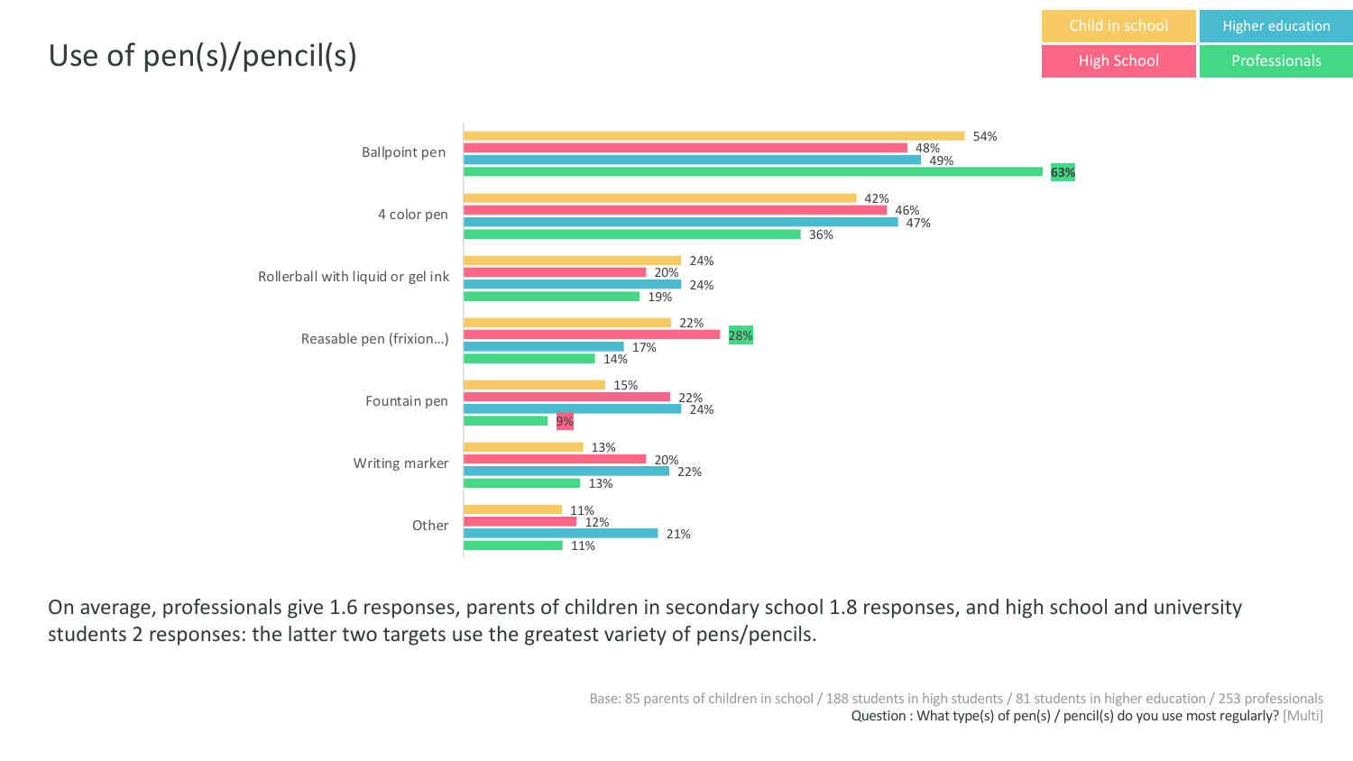# Use of pen(s)/pencil(s)

| | Child in school | High School | Higher education | Professionals |
|---|---|---|---|---|
| Ballpoint pen | 54% | 48% | 49% | **63%** |
| 4 color pen | 42% | 46% | 47% | 36% |
| Rollerball with liquid or gel ink | 24% | 20% | 24% | 19% |
| Reasable pen (frixion...) | 22% | 28% | 17% | 14% |
| Fountain pen | 15% | 22% | 24% | 9% |
| Writing marker | 13% | 20% | 22% | 13% |
| Other | 11% | 12% | 21% | 11% |

On average, professionals give 1.6 responses, parents of children in secondary school 1.8 responses, and high school and university students 2 responses: the latter two targets use the greatest variety of pens/pencils.

Base: 85 parents of children in school / 188 students in high students / 81 students in higher education / 253 professionals
Question : What type(s) of pen(s) / pencil(s) do you use most regularly? [Multi]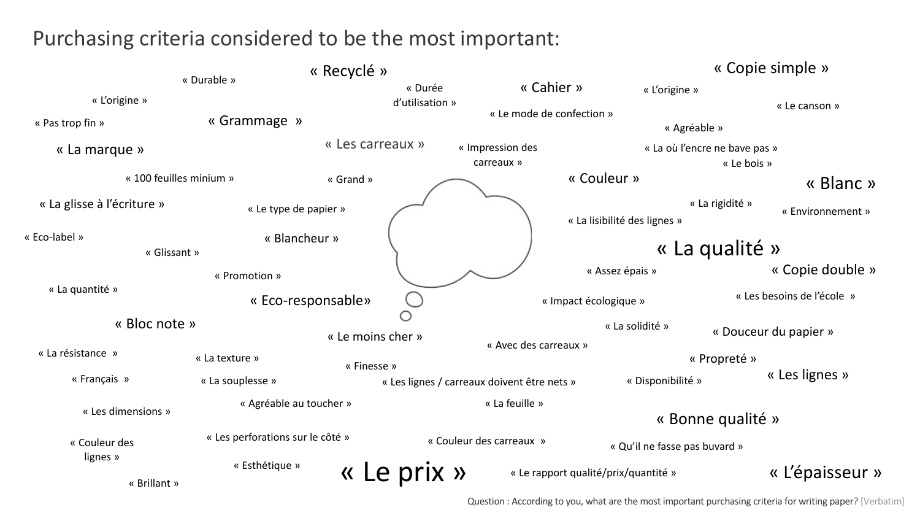# Purchasing criteria considered to be the most important:

« Recyclé »

« Copie simple »

« Durable »

« Durée d'utilisation »

« Cahier »

« L'origine »

« L'origine »

« Le canson »

« Le mode de confection »

« Pas trop fin »

« Grammage »

« Agréable »

« La marque »

« Les carreaux »

« Impression des carreaux »

« La où l'encre ne bave pas »

« Le bois »

« 100 feuilles minium »

« Grand »

« Couleur »

« Blanc »

« La glisse à l'écriture »

« Le type de papier »

« La rigidité »

« Environnement »

« La lisibilité des lignes »

« Eco-label »

« Blancheur »

« La qualité »

« Glissant »

« Assez épais »

« Copie double »

« Promotion »

« La quantité »

« Les besoins de l'école »

« Eco-responsable»

« Impact écologique »

« Bloc note »

« La solidité »

« Douceur du papier »

« Le moins cher »

« Avec des carreaux »

« La résistance »

« La texture »

« Propreté »

« Finesse »

« Français »

« La souplesse »

« Les lignes / carreaux doivent être nets »

« Disponibilité »

« Les lignes »

« Agréable au toucher »

« La feuille »

« Les dimensions »

« Bonne qualité »

« Les perforations sur le côté »

« Couleur des lignes »

« Couleur des carreaux »

« Qu'il ne fasse pas buvard »

« Esthétique »

« Le prix »

« Le rapport qualité/prix/quantité »

« L'épaisseur »

« Brillant »

Question : According to you, what are the most important purchasing criteria for writing paper? [Verbatim]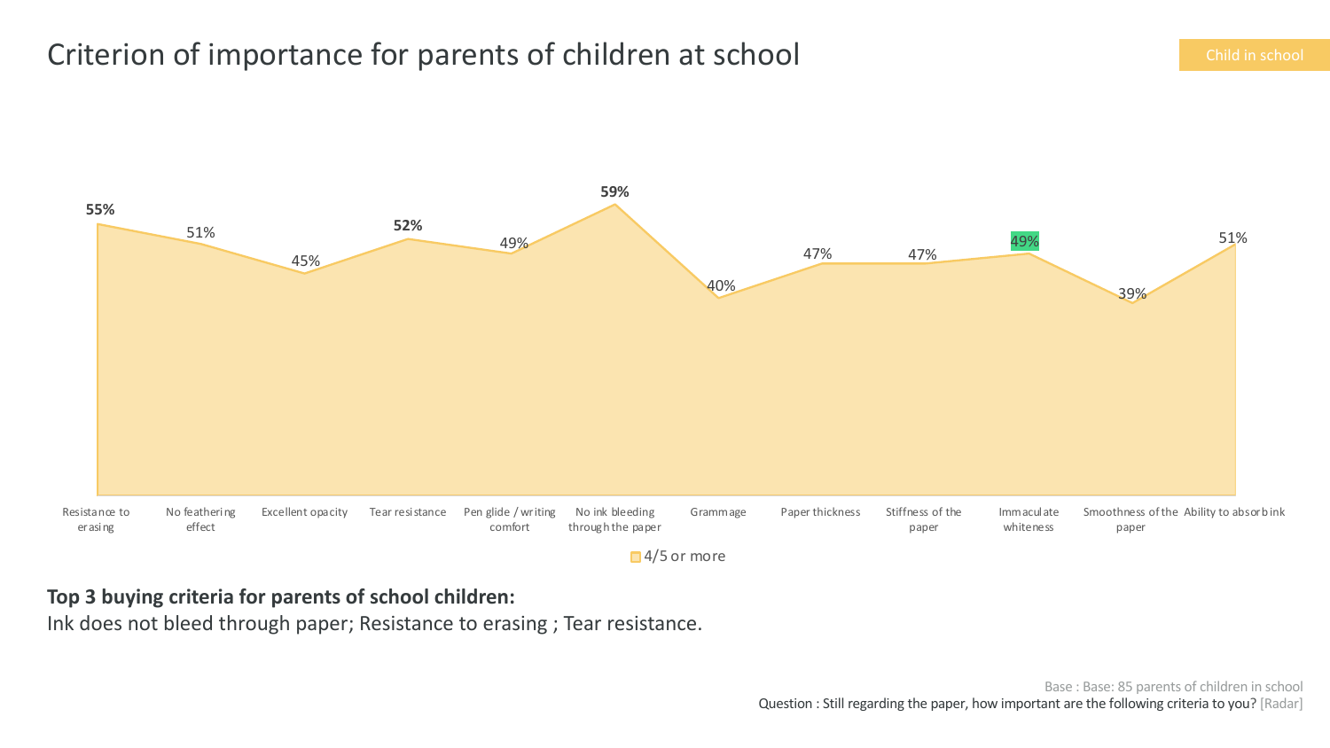# Criterion of importance for parents of children at school

Child in school

| Criterion | 4/5 or more |
|---|---|
| Resistance to erasing | 55% |
| No feathering effect | 51% |
| Excellent opacity | 45% |
| Tear resistance | 52% |
| Pen glide / writing comfort | 49% |
| No ink bleeding through the paper | 59% |
| Grammage | 40% |
| Paper thickness | 47% |
| Stiffness of the paper | 47% |
| Immaculate whiteness | 49% |
| Smoothness of the paper | 39% |
| Ability to absorb ink | 51% |

**Top 3 buying criteria for parents of school children:**

Ink does not bleed through paper; Resistance to erasing ; Tear resistance.

Base : Base: 85 parents of children in school

Question : Still regarding the paper, how important are the following criteria to you? [Radar]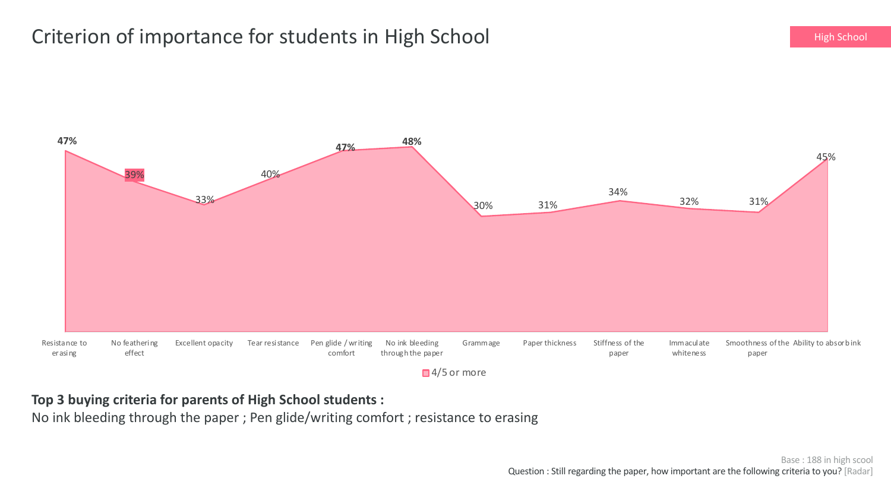# Criterion of importance for students in High School

High School

| Criterion | 4/5 or more |
| --- | --- |
| Resistance to erasing | 47% |
| No feathering effect | 39% |
| Excellent opacity | 33% |
| Tear resistance | 40% |
| Pen glide / writing comfort | 47% |
| No ink bleeding through the paper | 48% |
| Grammage | 30% |
| Paper thickness | 31% |
| Stiffness of the paper | 34% |
| Immaculate whiteness | 32% |
| Smoothness of the paper | 31% |
| Ability to absorb ink | 45% |

**Top 3 buying criteria for parents of High School students :**

No ink bleeding through the paper ; Pen glide/writing comfort ; resistance to erasing

Base : 188 in high scool

Question : Still regarding the paper, how important are the following criteria to you? [Radar]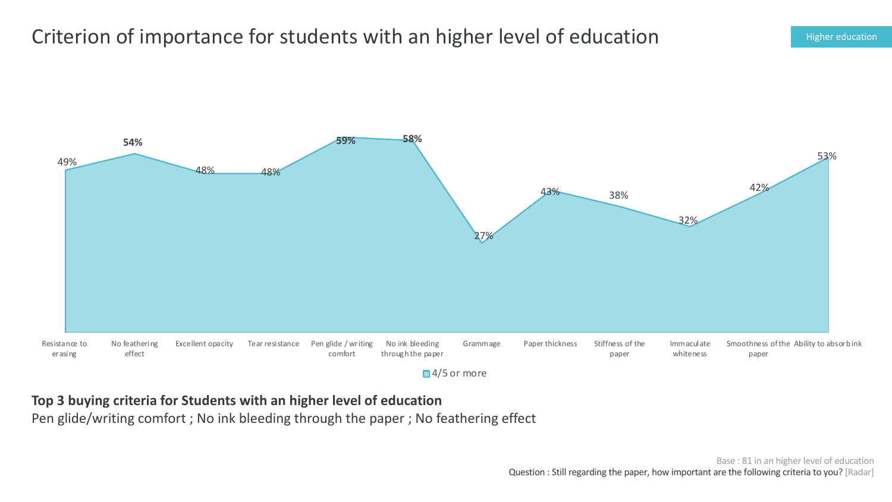# Criterion of importance for students with an higher level of education

Higher education

| Criterion | 4/5 or more |
|---|---|
| Resistance to erasing | 49% |
| No feathering effect | 54% |
| Excellent opacity | 48% |
| Tear resistance | 48% |
| Pen glide / writing comfort | 59% |
| No ink bleeding through the paper | 58% |
| Grammage | 27% |
| Paper thickness | 43% |
| Stiffness of the paper | 38% |
| Immaculate whiteness | 32% |
| Smoothness of the paper | 42% |
| Ability to absorb ink | 53% |

**Top 3 buying criteria for Students with an higher level of education**

Pen glide/writing comfort ; No ink bleeding through the paper ; No feathering effect

Base : 81 in an higher level of education

Question : Still regarding the paper, how important are the following criteria to you? [Radar]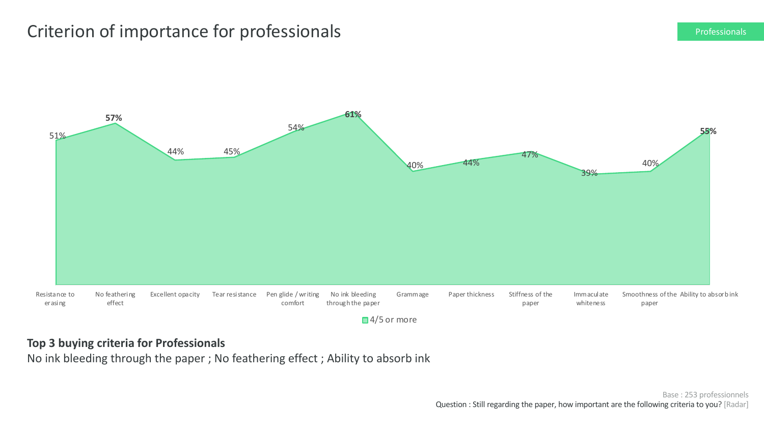# Criterion of importance for professionals

Professionals

| Criterion | 4/5 or more |
| --- | --- |
| Resistance to erasing | 51% |
| No feathering effect | 57% |
| Excellent opacity | 44% |
| Tear resistance | 45% |
| Pen glide / writing comfort | 54% |
| No ink bleeding through the paper | 61% |
| Grammage | 40% |
| Paper thickness | 44% |
| Stiffness of the paper | 47% |
| Immaculate whiteness | 39% |
| Smoothness of the paper | 40% |
| Ability to absorb ink | 55% |

**Top 3 buying criteria for Professionals**

No ink bleeding through the paper ; No feathering effect ; Ability to absorb ink

Base : 253 professionnels

Question : Still regarding the paper, how important are the following criteria to you? [Radar]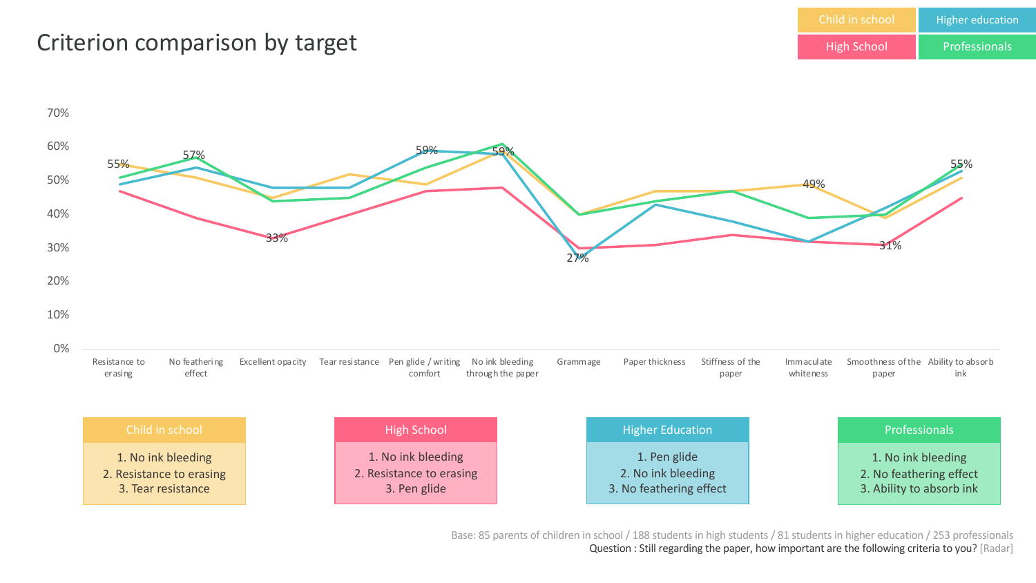# Criterion comparison by target

Child in school | Higher education | High School | Professionals

70%
60%
50%
40%
30%
20%
10%
0%

Resistance to erasing · No feathering effect · Excellent opacity · Tear resistance · Pen glide / writing comfort · No ink bleeding through the paper · Grammage · Paper thickness · Stiffness of the paper · Immaculate whiteness · Smoothness of the paper · Ability to absorb ink

55% · 57% · 33% · 59% · 59% · 27% · 49% · 31% · 55%

| Child in school | High School | Higher Education | Professionals |
|---|---|---|---|
| 1. No ink bleeding | 1. No ink bleeding | 1. Pen glide | 1. No ink bleeding |
| 2. Resistance to erasing | 2. Resistance to erasing | 2. No ink bleeding | 2. No feathering effect |
| 3. Tear resistance | 3. Pen glide | 3. No feathering effect | 3. Ability to absorb ink |

Base: 85 parents of children in school / 188 students in high students / 81 students in higher education / 253 professionals

Question : Still regarding the paper, how important are the following criteria to you? [Radar]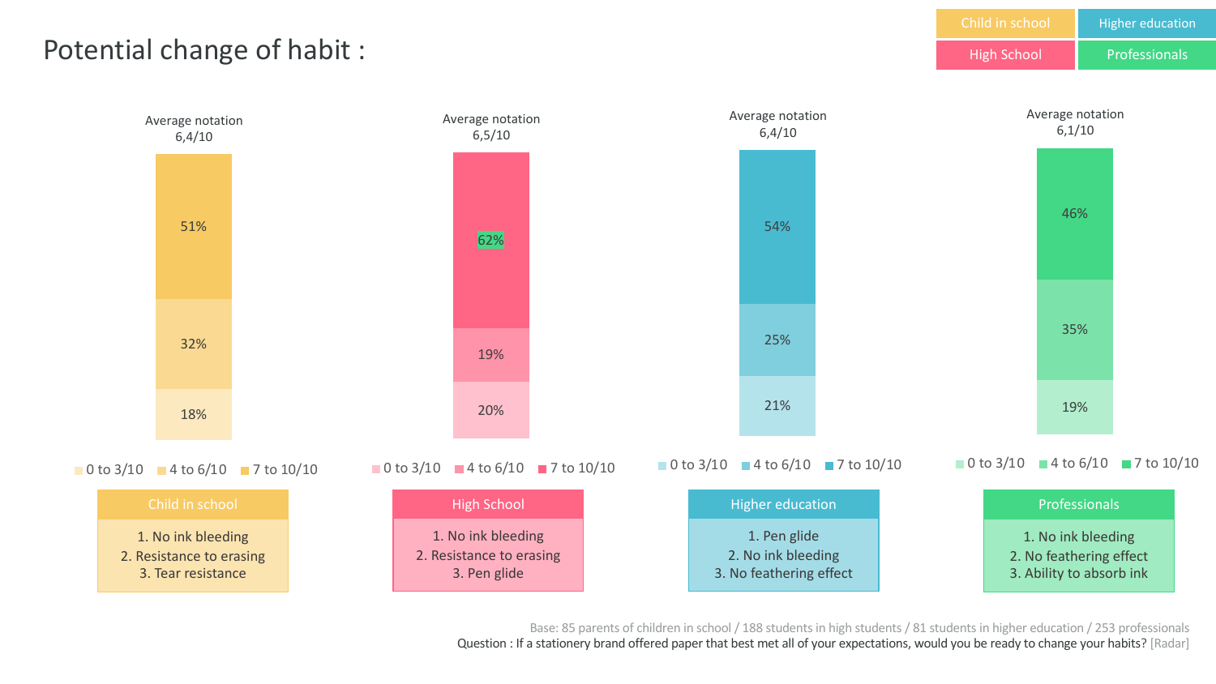# Potential change of habit :

Child in school | Higher education | High School | Professionals

| | Child in school | High School | Higher education | Professionals |
|---|---|---|---|---|
| Average notation | 6,4/10 | 6,5/10 | 6,4/10 | 6,1/10 |
| 7 to 10/10 | 51% | 62% | 54% | 46% |
| 4 to 6/10 | 32% | 19% | 25% | 35% |
| 0 to 3/10 | 18% | 20% | 21% | 19% |

**Child in school**

1. No ink bleeding
2. Resistance to erasing
3. Tear resistance

**High School**

1. No ink bleeding
2. Resistance to erasing
3. Pen glide

**Higher education**

1. Pen glide
2. No ink bleeding
3. No feathering effect

**Professionals**

1. No ink bleeding
2. No feathering effect
3. Ability to absorb ink

Base: 85 parents of children in school / 188 students in high students / 81 students in higher education / 253 professionals

Question : If a stationery brand offered paper that best met all of your expectations, would you be ready to change your habits? [Radar]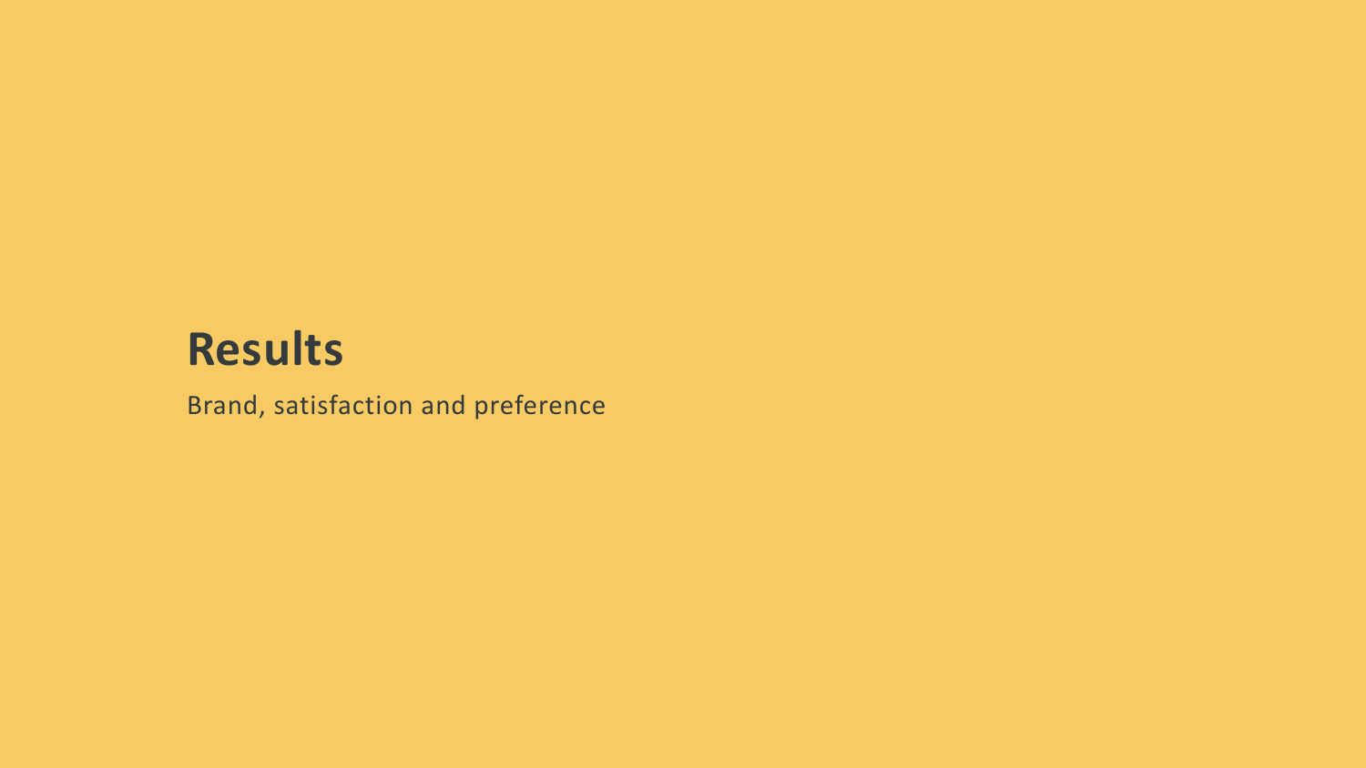# Results

Brand, satisfaction and preference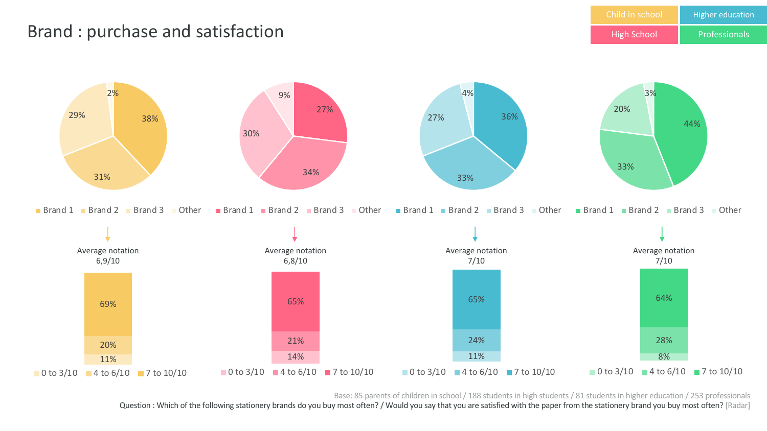# Brand : purchase and satisfaction

Child in school | Higher education | High School | Professionals

| | Child in school | High School | Higher education | Professionals |
|---|---|---|---|---|
| Brand 1 | 38% | 27% | 36% | 44% |
| Brand 2 | 31% | 34% | 33% | 33% |
| Brand 3 | 29% | 30% | 27% | 20% |
| Other | 2% | 9% | 4% | 3% |

| | Child in school | High School | Higher education | Professionals |
|---|---|---|---|---|
| Average notation | 6,9/10 | 6,8/10 | 7/10 | 7/10 |
| 0 to 3/10 | 11% | 14% | 11% | 8% |
| 4 to 6/10 | 20% | 21% | 24% | 28% |
| 7 to 10/10 | 69% | 65% | 65% | 64% |

Base: 85 parents of children in school / 188 students in high students / 81 students in higher education / 253 professionals

Question : Which of the following stationery brands do you buy most often? / Would you say that you are satisfied with the paper from the stationery brand you buy most often? [Radar]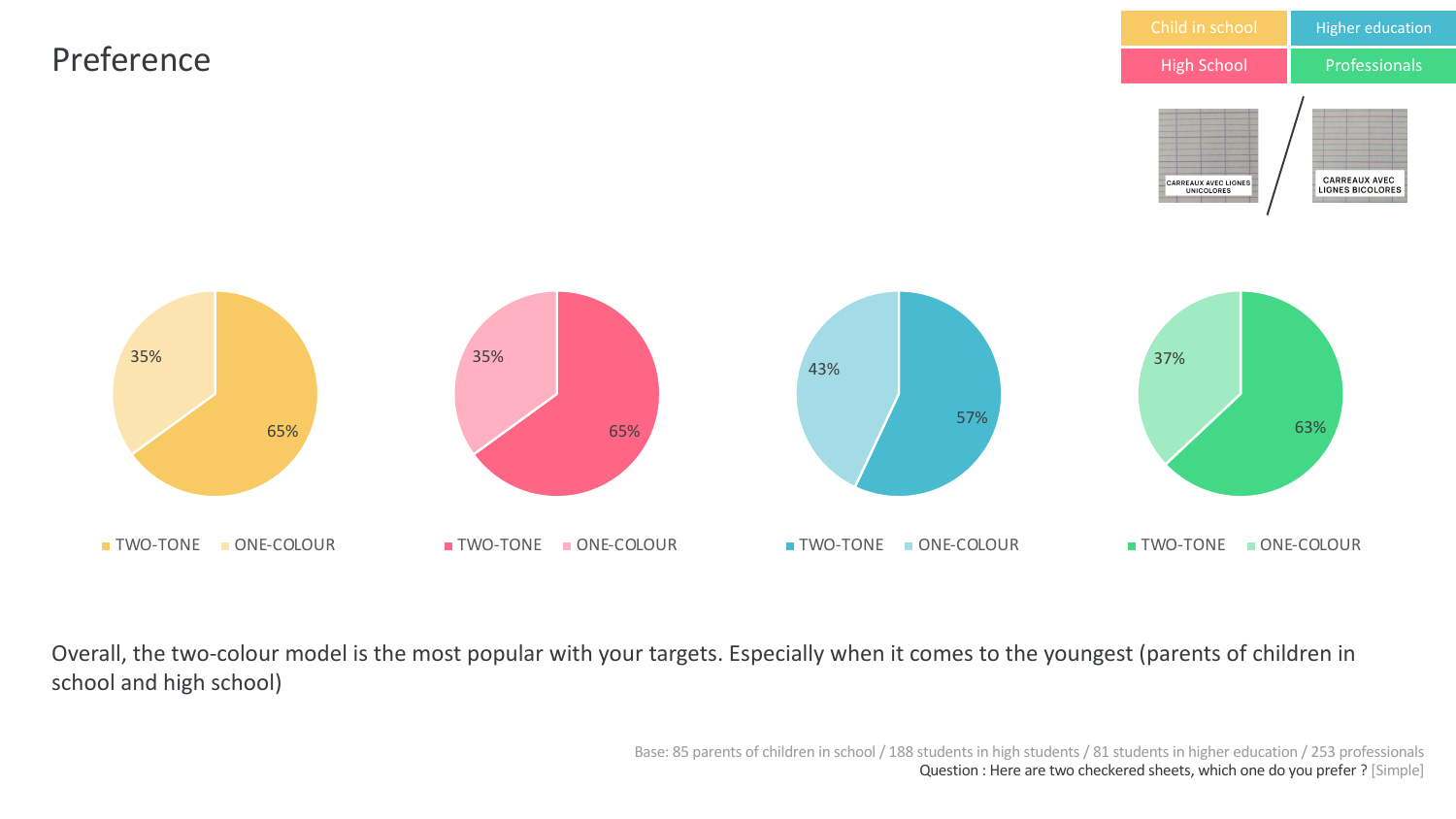# Preference

Child in school | Higher education | High School | Professionals

CARREAUX AVEC LIGNES UNICOLORES / CARREAUX AVEC LIGNES BICOLORES

| | Child in school | High School | Higher education | Professionals |
|---|---|---|---|---|
| TWO-TONE | 65% | 65% | 57% | 63% |
| ONE-COLOUR | 35% | 35% | 43% | 37% |

Overall, the two-colour model is the most popular with your targets. Especially when it comes to the youngest (parents of children in school and high school)

Base: 85 parents of children in school / 188 students in high students / 81 students in higher education / 253 professionals
Question : Here are two checkered sheets, which one do you prefer ? [Simple]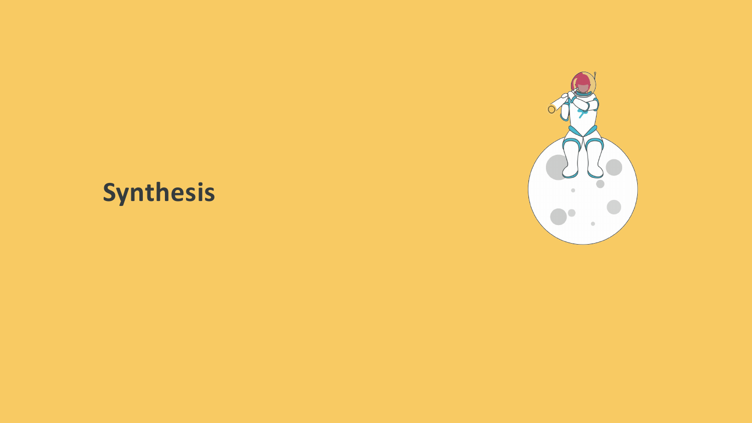# Synthesis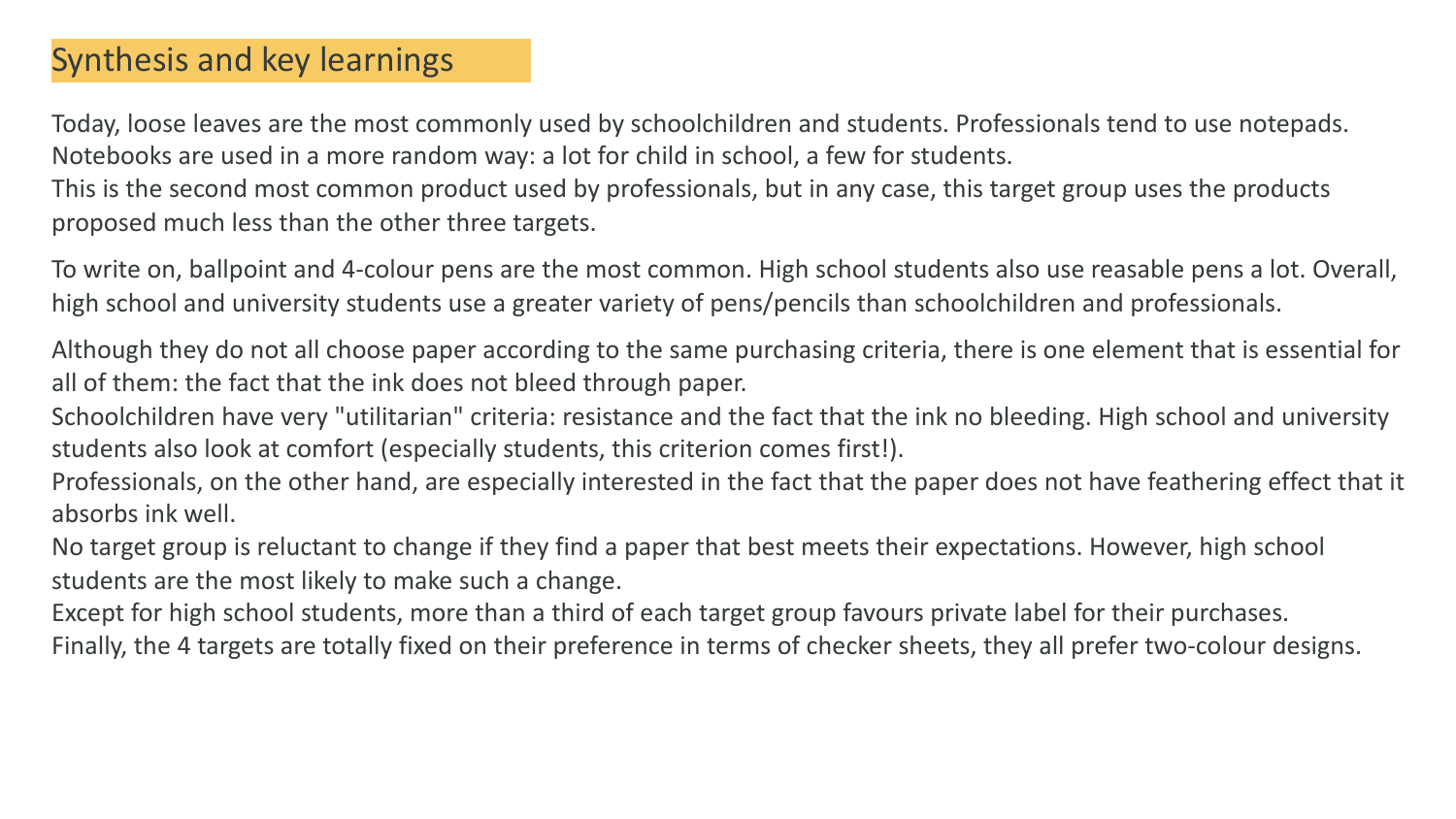## Synthesis and key learnings

Today, loose leaves are the most commonly used by schoolchildren and students. Professionals tend to use notepads.
Notebooks are used in a more random way: a lot for child in school, a few for students.
This is the second most common product used by professionals, but in any case, this target group uses the products proposed much less than the other three targets.

To write on, ballpoint and 4-colour pens are the most common. High school students also use reasable pens a lot. Overall, high school and university students use a greater variety of pens/pencils than schoolchildren and professionals.

Although they do not all choose paper according to the same purchasing criteria, there is one element that is essential for all of them: the fact that the ink does not bleed through paper.
Schoolchildren have very "utilitarian" criteria: resistance and the fact that the ink no bleeding. High school and university students also look at comfort (especially students, this criterion comes first!).
Professionals, on the other hand, are especially interested in the fact that the paper does not have feathering effect that it absorbs ink well.
No target group is reluctant to change if they find a paper that best meets their expectations. However, high school students are the most likely to make such a change.
Except for high school students, more than a third of each target group favours private label for their purchases.
Finally, the 4 targets are totally fixed on their preference in terms of checker sheets, they all prefer two-colour designs.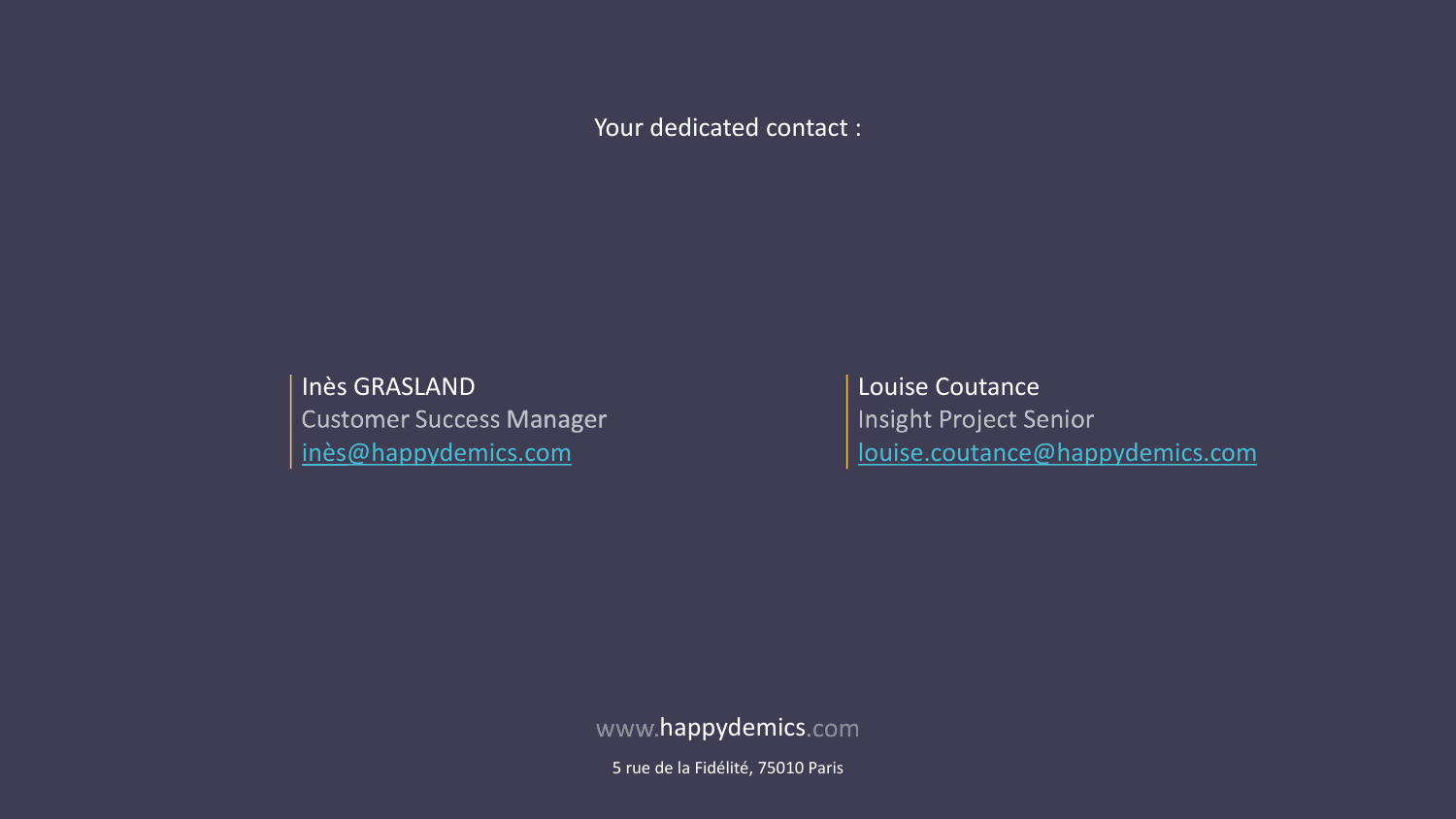Your dedicated contact :

Inès GRASLAND
Customer Success Manager
inès@happydemics.com

Louise Coutance
Insight Project Senior
louise.coutance@happydemics.com

www.happydemics.com

5 rue de la Fidélité, 75010 Paris